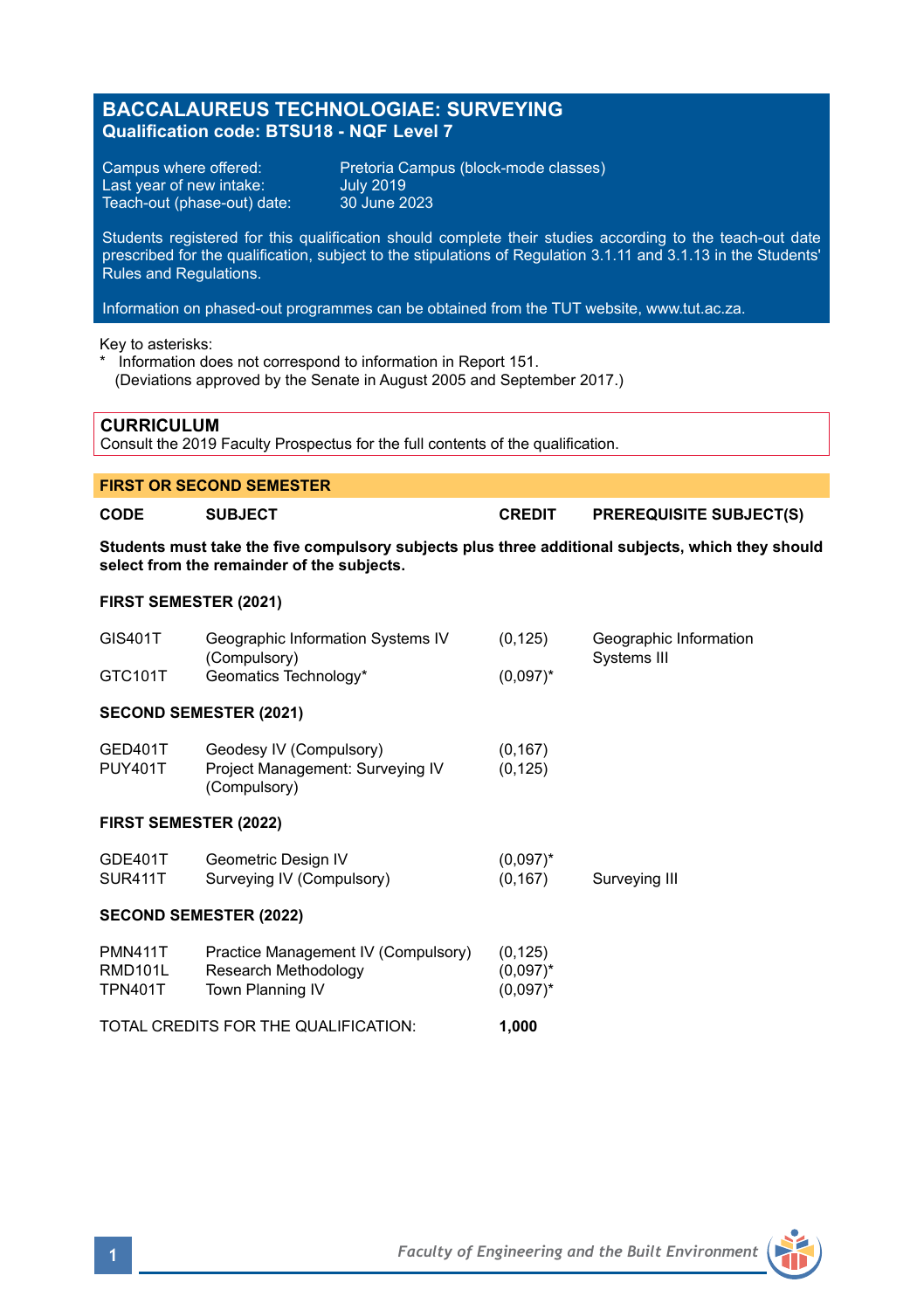# BACCALAUREUS TECHNOLOGIAE: SURVEYING

**Qualification code: BTSU18 - NQF Level 7**

Campus where offered: Pretoria Campus (block-mode classes)
Last year of new intake: July 2019
Teach-out (phase-out) date: 30 June 2023

Students registered for this qualification should complete their studies according to the teach-out date prescribed for the qualification, subject to the stipulations of Regulation 3.1.11 and 3.1.13 in the Students' Rules and Regulations.

Information on phased-out programmes can be obtained from the TUT website, www.tut.ac.za.

Key to asterisks:
* Information does not correspond to information in Report 151.
(Deviations approved by the Senate in August 2005 and September 2017.)

## CURRICULUM

Consult the 2019 Faculty Prospectus for the full contents of the qualification.

### FIRST OR SECOND SEMESTER

**Students must take the five compulsory subjects plus three additional subjects, which they should select from the remainder of the subjects.**

| CODE | SUBJECT | CREDIT | PREREQUISITE SUBJECT(S) |
|---|---|---|---|
| **FIRST SEMESTER (2021)** | | | |
| GIS401T | Geographic Information Systems IV (Compulsory) | (0,125) | Geographic Information Systems III |
| GTC101T | Geomatics Technology* | (0,097)* | |
| **SECOND SEMESTER (2021)** | | | |
| GED401T | Geodesy IV (Compulsory) | (0,167) | |
| PUY401T | Project Management: Surveying IV (Compulsory) | (0,125) | |
| **FIRST SEMESTER (2022)** | | | |
| GDE401T | Geometric Design IV | (0,097)* | |
| SUR411T | Surveying IV (Compulsory) | (0,167) | Surveying III |
| **SECOND SEMESTER (2022)** | | | |
| PMN411T | Practice Management IV (Compulsory) | (0,125) | |
| RMD101L | Research Methodology | (0,097)* | |
| TPN401T | Town Planning IV | (0,097)* | |

TOTAL CREDITS FOR THE QUALIFICATION: **1,000**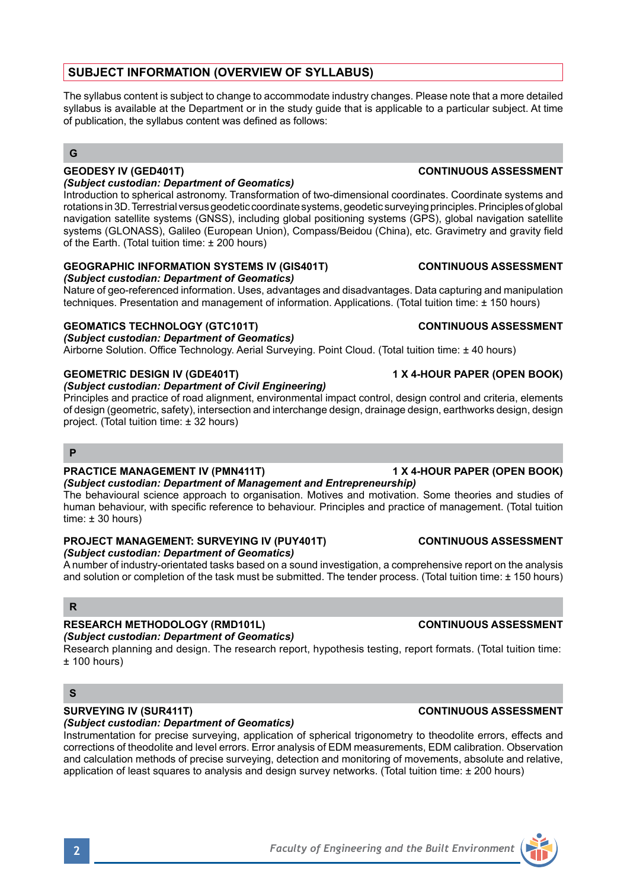## SUBJECT INFORMATION (OVERVIEW OF SYLLABUS)

The syllabus content is subject to change to accommodate industry changes. Please note that a more detailed syllabus is available at the Department or in the study guide that is applicable to a particular subject. At time of publication, the syllabus content was defined as follows:

### G

**GEODESY IV (GED401T)** **CONTINUOUS ASSESSMENT**
***(Subject custodian: Department of Geomatics)***
Introduction to spherical astronomy. Transformation of two-dimensional coordinates. Coordinate systems and rotations in 3D. Terrestrial versus geodetic coordinate systems, geodetic surveying principles. Principles of global navigation satellite systems (GNSS), including global positioning systems (GPS), global navigation satellite systems (GLONASS), Galileo (European Union), Compass/Beidou (China), etc. Gravimetry and gravity field of the Earth. (Total tuition time: ± 200 hours)

**GEOGRAPHIC INFORMATION SYSTEMS IV (GIS401T)** **CONTINUOUS ASSESSMENT**
***(Subject custodian: Department of Geomatics)***
Nature of geo-referenced information. Uses, advantages and disadvantages. Data capturing and manipulation techniques. Presentation and management of information. Applications. (Total tuition time: ± 150 hours)

**GEOMATICS TECHNOLOGY (GTC101T)** **CONTINUOUS ASSESSMENT**
***(Subject custodian: Department of Geomatics)***
Airborne Solution. Office Technology. Aerial Surveying. Point Cloud. (Total tuition time: ± 40 hours)

**GEOMETRIC DESIGN IV (GDE401T)** **1 X 4-HOUR PAPER (OPEN BOOK)**
***(Subject custodian: Department of Civil Engineering)***
Principles and practice of road alignment, environmental impact control, design control and criteria, elements of design (geometric, safety), intersection and interchange design, drainage design, earthworks design, design project. (Total tuition time: ± 32 hours)

### P

**PRACTICE MANAGEMENT IV (PMN411T)** **1 X 4-HOUR PAPER (OPEN BOOK)**
***(Subject custodian: Department of Management and Entrepreneurship)***
The behavioural science approach to organisation. Motives and motivation. Some theories and studies of human behaviour, with specific reference to behaviour. Principles and practice of management. (Total tuition time: ± 30 hours)

**PROJECT MANAGEMENT: SURVEYING IV (PUY401T)** **CONTINUOUS ASSESSMENT**
***(Subject custodian: Department of Geomatics)***
A number of industry-orientated tasks based on a sound investigation, a comprehensive report on the analysis and solution or completion of the task must be submitted. The tender process. (Total tuition time: ± 150 hours)

### R

**RESEARCH METHODOLOGY (RMD101L)** **CONTINUOUS ASSESSMENT**
***(Subject custodian: Department of Geomatics)***
Research planning and design. The research report, hypothesis testing, report formats. (Total tuition time: ± 100 hours)

### S

**SURVEYING IV (SUR411T)** **CONTINUOUS ASSESSMENT**
***(Subject custodian: Department of Geomatics)***
Instrumentation for precise surveying, application of spherical trigonometry to theodolite errors, effects and corrections of theodolite and level errors. Error analysis of EDM measurements, EDM calibration. Observation and calculation methods of precise surveying, detection and monitoring of movements, absolute and relative, application of least squares to analysis and design survey networks. (Total tuition time: ± 200 hours)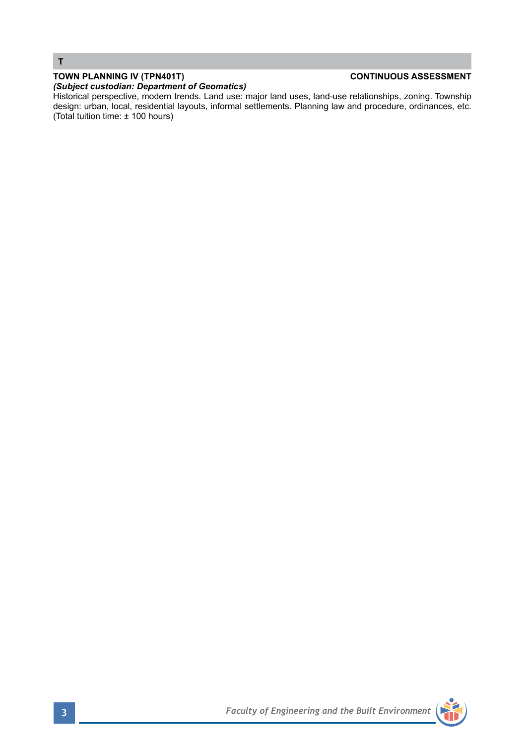## T

**TOWN PLANNING IV (TPN401T)** **CONTINUOUS ASSESSMENT**

***(Subject custodian: Department of Geomatics)***

Historical perspective, modern trends. Land use: major land uses, land-use relationships, zoning. Township design: urban, local, residential layouts, informal settlements. Planning law and procedure, ordinances, etc. (Total tuition time: ± 100 hours)